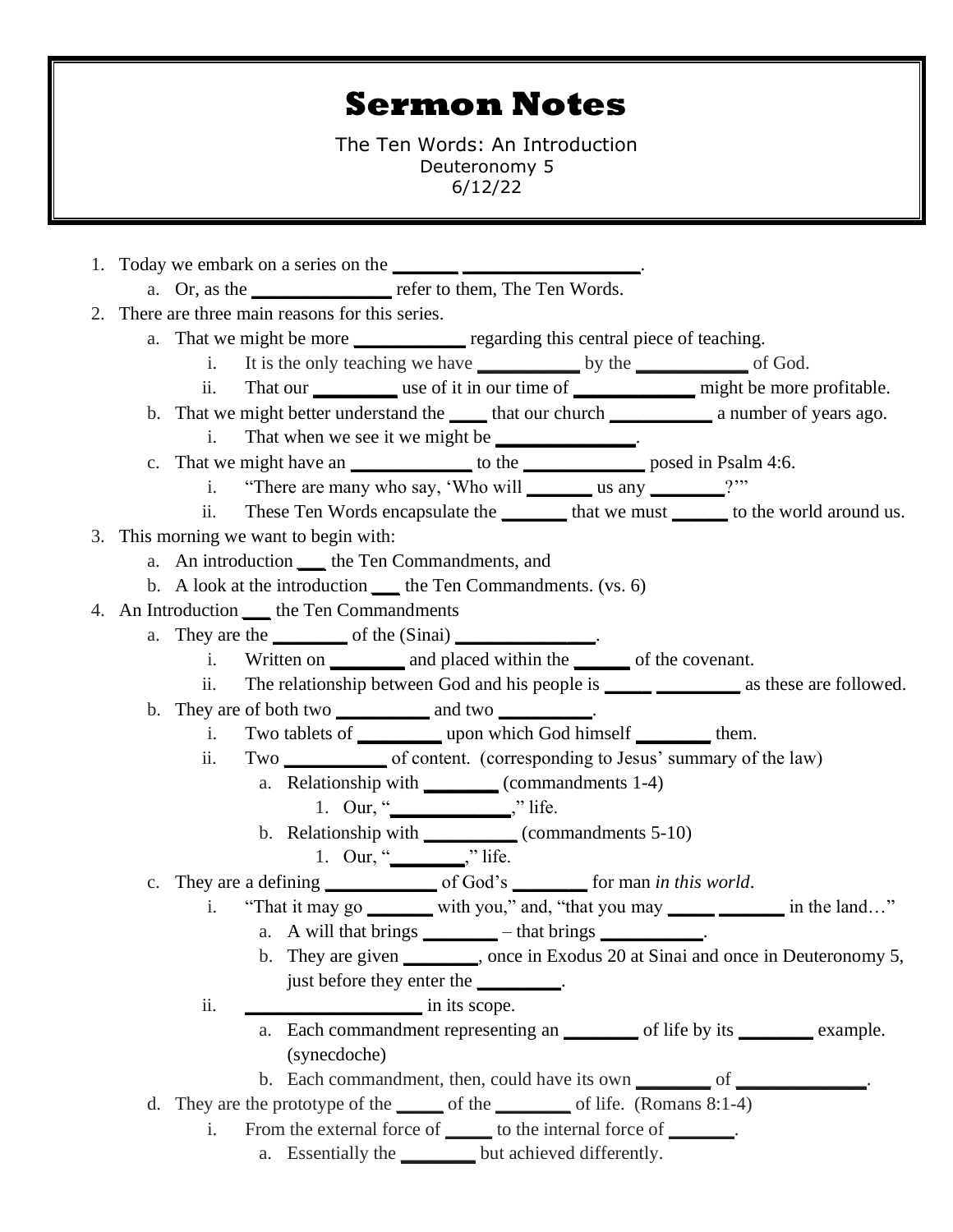# Sermon Notes

The Ten Words: An Introduction
Deuteronomy 5
6/12/22

1. Today we embark on a series on the _______ __________________.
   a. Or, as the ______________ refer to them, The Ten Words.
2. There are three main reasons for this series.
   a. That we might be more ___________ regarding this central piece of teaching.
      i. It is the only teaching we have __________ by the ___________ of God.
      ii. That our ________ use of it in our time of ____________ might be more profitable.
   b. That we might better understand the ____ that our church __________ a number of years ago.
      i. That when we see it we might be ______________.
   c. That we might have an ____________ to the ____________ posed in Psalm 4:6.
      i. "There are many who say, 'Who will _______ us any ________?'"
      ii. These Ten Words encapsulate the _______ that we must ______ to the world around us.
3. This morning we want to begin with:
   a. An introduction ___ the Ten Commandments, and
   b. A look at the introduction ___ the Ten Commandments. (vs. 6)
4. An Introduction ___ the Ten Commandments
   a. They are the ________ of the (Sinai) ______________.
      i. Written on ________ and placed within the ______ of the covenant.
      ii. The relationship between God and his people is _____ _________ as these are followed.
   b. They are of both two _________ and two _________.
      i. Two tablets of _________ upon which God himself ________ them.
      ii. Two __________ of content. (corresponding to Jesus' summary of the law)
         a. Relationship with ________ (commandments 1-4)
            1. Our, "_____________," life.
         b. Relationship with __________ (commandments 5-10)
            1. Our, "________," life.
   c. They are a defining ____________ of God's ________ for man *in this world*.
      i. "That it may go _______ with you," and, "that you may _____ _______ in the land…"
         a. A will that brings ________ – that brings __________.
         b. They are given ________, once in Exodus 20 at Sinai and once in Deuteronomy 5, just before they enter the _________.
      ii. __________________ in its scope.
         a. Each commandment representing an ________ of life by its ________ example. (synecdoche)
         b. Each commandment, then, could have its own ________ of _____________.
   d. They are the prototype of the _____ of the ________ of life. (Romans 8:1-4)
      i. From the external force of _____ to the internal force of _______.
         a. Essentially the ________ but achieved differently.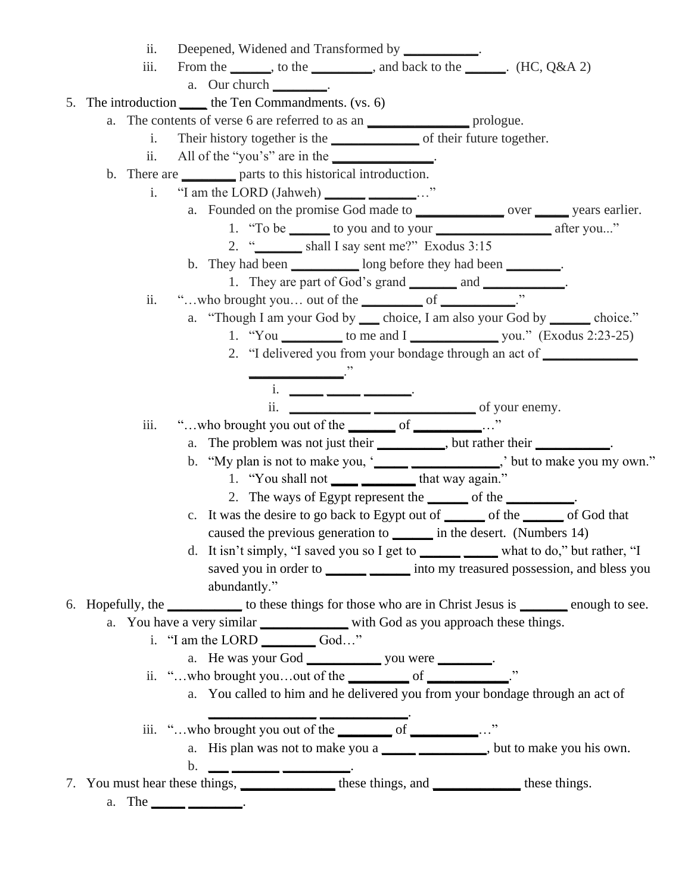ii. Deepened, Widened and Transformed by ___________.

iii. From the ______, to the _________, and back to the ______. (HC, Q&A 2)

a. Our church ________.

5. The introduction ____ the Ten Commandments. (vs. 6)
   a. The contents of verse 6 are referred to as an _______________ prologue.
      i. Their history together is the _____________ of their future together.
      ii. All of the "you's" are in the _______________.
   b. There are ________ parts to this historical introduction.
      i. "I am the LORD (Jahweh) ______ _______…"
         a. Founded on the promise God made to _____________ over _____ years earlier.
            1. "To be ______ to you and to your _________________ after you..."
            2. "_______ shall I say sent me?" Exodus 3:15
         b. They had been __________ long before they had been ________.
            1. They are part of God's grand _______ and ____________.
      ii. "…who brought you… out of the _________ of ___________."
         a. "Though I am your God by ___ choice, I am also your God by ______ choice."
            1. "You _________ to me and I _____________ you." (Exodus 2:23-25)
            2. "I delivered you from your bondage through an act of ______________ ______________."
               i. _____ _____ _______.
               ii. ____________ _______________ of your enemy.
      iii. "…who brought you out of the _______ of __________…"
         a. The problem was not just their __________, but rather their ___________.
         b. "My plan is not to make you, '_____ _____________,' but to make you my own."
            1. "You shall not ____ ________ that way again."
            2. The ways of Egypt represent the ______ of the __________.
         c. It was the desire to go back to Egypt out of ______ of the ______ of God that caused the previous generation to ______ in the desert. (Numbers 14)
         d. It isn't simply, "I saved you so I get to ______ _____ what to do," but rather, "I saved you in order to ______ ______ into my treasured possession, and bless you abundantly."
6. Hopefully, the ___________ to these things for those who are in Christ Jesus is _______ enough to see.
   a. You have a very similar _____________ with God as you approach these things.
      i. "I am the LORD ________ God…"
         a. He was your God ___________ you were ________.
      ii. "…who brought you…out of the _________ of ____________."
         a. You called to him and he delivered you from your bondage through an act of ________________ _____________.
      iii. "…who brought you out of the ________ of __________…"
         a. His plan was not to make you a _____ __________, but to make you his own.
         b. ___ _______ __________.
7. You must hear these things, ______________ these things, and _____________ these things.
   a. The _____ ________.